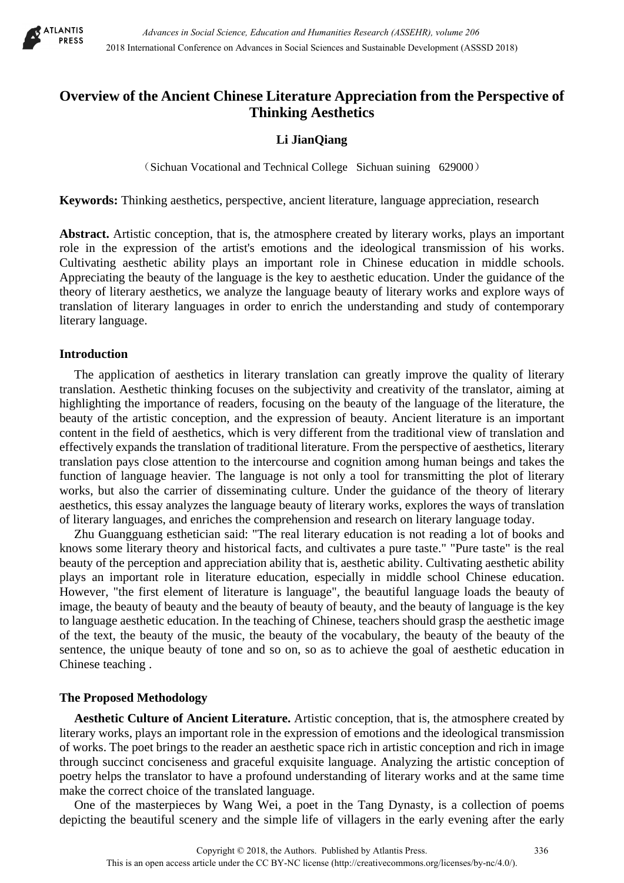# Overview of the Ancient Chinese Literature Appreciation from the Perspective of Thinking Aesthetics

**Li JianQiang**

（Sichuan Vocational and Technical College Sichuan suining 629000）

**Keywords:** Thinking aesthetics, perspective, ancient literature, language appreciation, research

**Abstract.** Artistic conception, that is, the atmosphere created by literary works, plays an important role in the expression of the artist's emotions and the ideological transmission of his works. Cultivating aesthetic ability plays an important role in Chinese education in middle schools. Appreciating the beauty of the language is the key to aesthetic education. Under the guidance of the theory of literary aesthetics, we analyze the language beauty of literary works and explore ways of translation of literary languages in order to enrich the understanding and study of contemporary literary language.

## Introduction

The application of aesthetics in literary translation can greatly improve the quality of literary translation. Aesthetic thinking focuses on the subjectivity and creativity of the translator, aiming at highlighting the importance of readers, focusing on the beauty of the language of the literature, the beauty of the artistic conception, and the expression of beauty. Ancient literature is an important content in the field of aesthetics, which is very different from the traditional view of translation and effectively expands the translation of traditional literature. From the perspective of aesthetics, literary translation pays close attention to the intercourse and cognition among human beings and takes the function of language heavier. The language is not only a tool for transmitting the plot of literary works, but also the carrier of disseminating culture. Under the guidance of the theory of literary aesthetics, this essay analyzes the language beauty of literary works, explores the ways of translation of literary languages, and enriches the comprehension and research on literary language today.

Zhu Guangguang esthetician said: "The real literary education is not reading a lot of books and knows some literary theory and historical facts, and cultivates a pure taste." "Pure taste" is the real beauty of the perception and appreciation ability that is, aesthetic ability. Cultivating aesthetic ability plays an important role in literature education, especially in middle school Chinese education. However, "the first element of literature is language", the beautiful language loads the beauty of image, the beauty of beauty and the beauty of beauty of beauty, and the beauty of language is the key to language aesthetic education. In the teaching of Chinese, teachers should grasp the aesthetic image of the text, the beauty of the music, the beauty of the vocabulary, the beauty of the beauty of the sentence, the unique beauty of tone and so on, so as to achieve the goal of aesthetic education in Chinese teaching .

## The Proposed Methodology

**Aesthetic Culture of Ancient Literature.** Artistic conception, that is, the atmosphere created by literary works, plays an important role in the expression of emotions and the ideological transmission of works. The poet brings to the reader an aesthetic space rich in artistic conception and rich in image through succinct conciseness and graceful exquisite language. Analyzing the artistic conception of poetry helps the translator to have a profound understanding of literary works and at the same time make the correct choice of the translated language.

One of the masterpieces by Wang Wei, a poet in the Tang Dynasty, is a collection of poems depicting the beautiful scenery and the simple life of villagers in the early evening after the early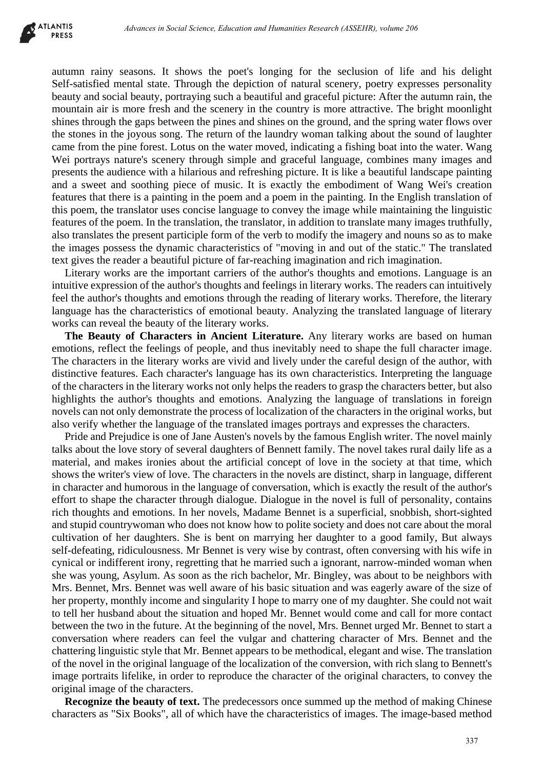autumn rainy seasons. It shows the poet's longing for the seclusion of life and his delight Self-satisfied mental state. Through the depiction of natural scenery, poetry expresses personality beauty and social beauty, portraying such a beautiful and graceful picture: After the autumn rain, the mountain air is more fresh and the scenery in the country is more attractive. The bright moonlight shines through the gaps between the pines and shines on the ground, and the spring water flows over the stones in the joyous song. The return of the laundry woman talking about the sound of laughter came from the pine forest. Lotus on the water moved, indicating a fishing boat into the water. Wang Wei portrays nature's scenery through simple and graceful language, combines many images and presents the audience with a hilarious and refreshing picture. It is like a beautiful landscape painting and a sweet and soothing piece of music. It is exactly the embodiment of Wang Wei's creation features that there is a painting in the poem and a poem in the painting. In the English translation of this poem, the translator uses concise language to convey the image while maintaining the linguistic features of the poem. In the translation, the translator, in addition to translate many images truthfully, also translates the present participle form of the verb to modify the imagery and nouns so as to make the images possess the dynamic characteristics of "moving in and out of the static." The translated text gives the reader a beautiful picture of far-reaching imagination and rich imagination.

Literary works are the important carriers of the author's thoughts and emotions. Language is an intuitive expression of the author's thoughts and feelings in literary works. The readers can intuitively feel the author's thoughts and emotions through the reading of literary works. Therefore, the literary language has the characteristics of emotional beauty. Analyzing the translated language of literary works can reveal the beauty of the literary works.

**The Beauty of Characters in Ancient Literature.** Any literary works are based on human emotions, reflect the feelings of people, and thus inevitably need to shape the full character image. The characters in the literary works are vivid and lively under the careful design of the author, with distinctive features. Each character's language has its own characteristics. Interpreting the language of the characters in the literary works not only helps the readers to grasp the characters better, but also highlights the author's thoughts and emotions. Analyzing the language of translations in foreign novels can not only demonstrate the process of localization of the characters in the original works, but also verify whether the language of the translated images portrays and expresses the characters.

Pride and Prejudice is one of Jane Austen's novels by the famous English writer. The novel mainly talks about the love story of several daughters of Bennett family. The novel takes rural daily life as a material, and makes ironies about the artificial concept of love in the society at that time, which shows the writer's view of love. The characters in the novels are distinct, sharp in language, different in character and humorous in the language of conversation, which is exactly the result of the author's effort to shape the character through dialogue. Dialogue in the novel is full of personality, contains rich thoughts and emotions. In her novels, Madame Bennet is a superficial, snobbish, short-sighted and stupid countrywoman who does not know how to polite society and does not care about the moral cultivation of her daughters. She is bent on marrying her daughter to a good family, But always self-defeating, ridiculousness. Mr Bennet is very wise by contrast, often conversing with his wife in cynical or indifferent irony, regretting that he married such a ignorant, narrow-minded woman when she was young, Asylum. As soon as the rich bachelor, Mr. Bingley, was about to be neighbors with Mrs. Bennet, Mrs. Bennet was well aware of his basic situation and was eagerly aware of the size of her property, monthly income and singularity I hope to marry one of my daughter. She could not wait to tell her husband about the situation and hoped Mr. Bennet would come and call for more contact between the two in the future. At the beginning of the novel, Mrs. Bennet urged Mr. Bennet to start a conversation where readers can feel the vulgar and chattering character of Mrs. Bennet and the chattering linguistic style that Mr. Bennet appears to be methodical, elegant and wise. The translation of the novel in the original language of the localization of the conversion, with rich slang to Bennett's image portraits lifelike, in order to reproduce the character of the original characters, to convey the original image of the characters.

**Recognize the beauty of text.** The predecessors once summed up the method of making Chinese characters as "Six Books", all of which have the characteristics of images. The image-based method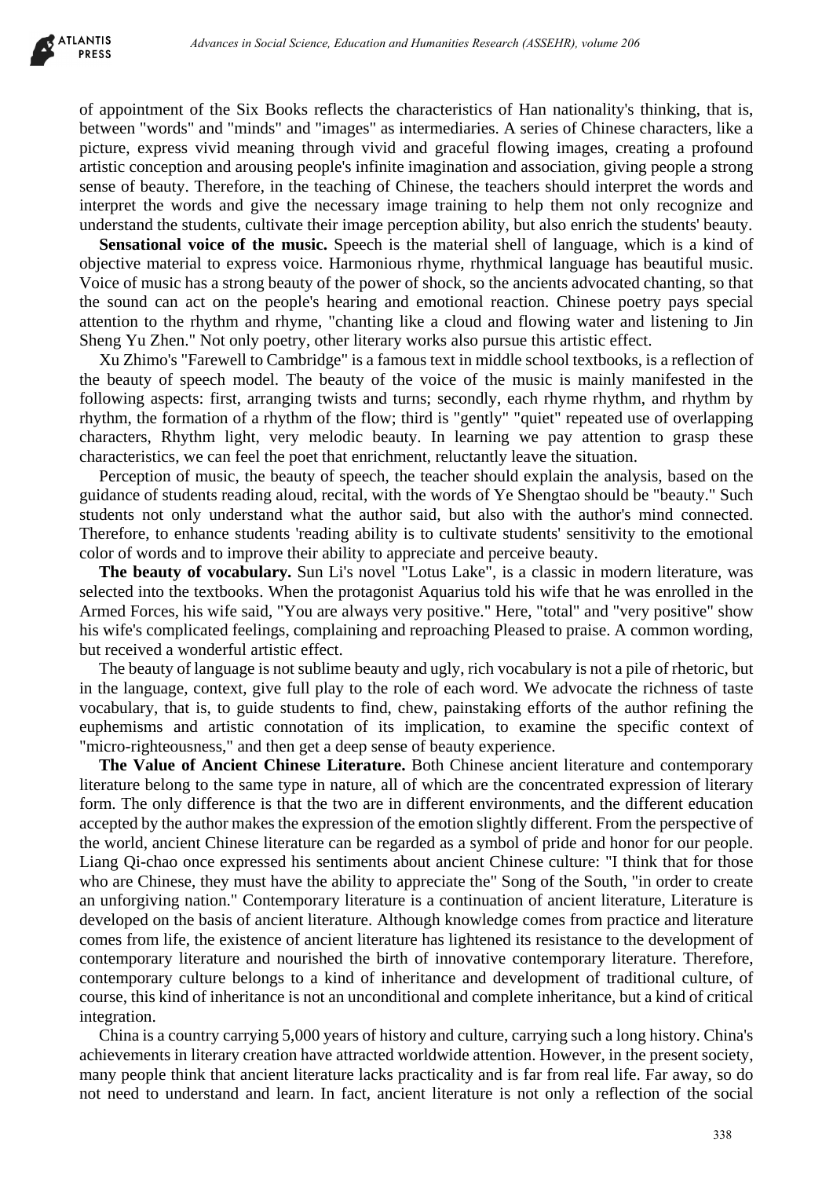of appointment of the Six Books reflects the characteristics of Han nationality's thinking, that is, between "words" and "minds" and "images" as intermediaries. A series of Chinese characters, like a picture, express vivid meaning through vivid and graceful flowing images, creating a profound artistic conception and arousing people's infinite imagination and association, giving people a strong sense of beauty. Therefore, in the teaching of Chinese, the teachers should interpret the words and interpret the words and give the necessary image training to help them not only recognize and understand the students, cultivate their image perception ability, but also enrich the students' beauty.

**Sensational voice of the music.** Speech is the material shell of language, which is a kind of objective material to express voice. Harmonious rhyme, rhythmical language has beautiful music. Voice of music has a strong beauty of the power of shock, so the ancients advocated chanting, so that the sound can act on the people's hearing and emotional reaction. Chinese poetry pays special attention to the rhythm and rhyme, "chanting like a cloud and flowing water and listening to Jin Sheng Yu Zhen." Not only poetry, other literary works also pursue this artistic effect.

Xu Zhimo's "Farewell to Cambridge" is a famous text in middle school textbooks, is a reflection of the beauty of speech model. The beauty of the voice of the music is mainly manifested in the following aspects: first, arranging twists and turns; secondly, each rhyme rhythm, and rhythm by rhythm, the formation of a rhythm of the flow; third is "gently" "quiet" repeated use of overlapping characters, Rhythm light, very melodic beauty. In learning we pay attention to grasp these characteristics, we can feel the poet that enrichment, reluctantly leave the situation.

Perception of music, the beauty of speech, the teacher should explain the analysis, based on the guidance of students reading aloud, recital, with the words of Ye Shengtao should be "beauty." Such students not only understand what the author said, but also with the author's mind connected. Therefore, to enhance students 'reading ability is to cultivate students' sensitivity to the emotional color of words and to improve their ability to appreciate and perceive beauty.

**The beauty of vocabulary.** Sun Li's novel "Lotus Lake", is a classic in modern literature, was selected into the textbooks. When the protagonist Aquarius told his wife that he was enrolled in the Armed Forces, his wife said, "You are always very positive." Here, "total" and "very positive" show his wife's complicated feelings, complaining and reproaching Pleased to praise. A common wording, but received a wonderful artistic effect.

The beauty of language is not sublime beauty and ugly, rich vocabulary is not a pile of rhetoric, but in the language, context, give full play to the role of each word. We advocate the richness of taste vocabulary, that is, to guide students to find, chew, painstaking efforts of the author refining the euphemisms and artistic connotation of its implication, to examine the specific context of "micro-righteousness," and then get a deep sense of beauty experience.

**The Value of Ancient Chinese Literature.** Both Chinese ancient literature and contemporary literature belong to the same type in nature, all of which are the concentrated expression of literary form. The only difference is that the two are in different environments, and the different education accepted by the author makes the expression of the emotion slightly different. From the perspective of the world, ancient Chinese literature can be regarded as a symbol of pride and honor for our people. Liang Qi-chao once expressed his sentiments about ancient Chinese culture: "I think that for those who are Chinese, they must have the ability to appreciate the" Song of the South, "in order to create an unforgiving nation." Contemporary literature is a continuation of ancient literature, Literature is developed on the basis of ancient literature. Although knowledge comes from practice and literature comes from life, the existence of ancient literature has lightened its resistance to the development of contemporary literature and nourished the birth of innovative contemporary literature. Therefore, contemporary culture belongs to a kind of inheritance and development of traditional culture, of course, this kind of inheritance is not an unconditional and complete inheritance, but a kind of critical integration.

China is a country carrying 5,000 years of history and culture, carrying such a long history. China's achievements in literary creation have attracted worldwide attention. However, in the present society, many people think that ancient literature lacks practicality and is far from real life. Far away, so do not need to understand and learn. In fact, ancient literature is not only a reflection of the social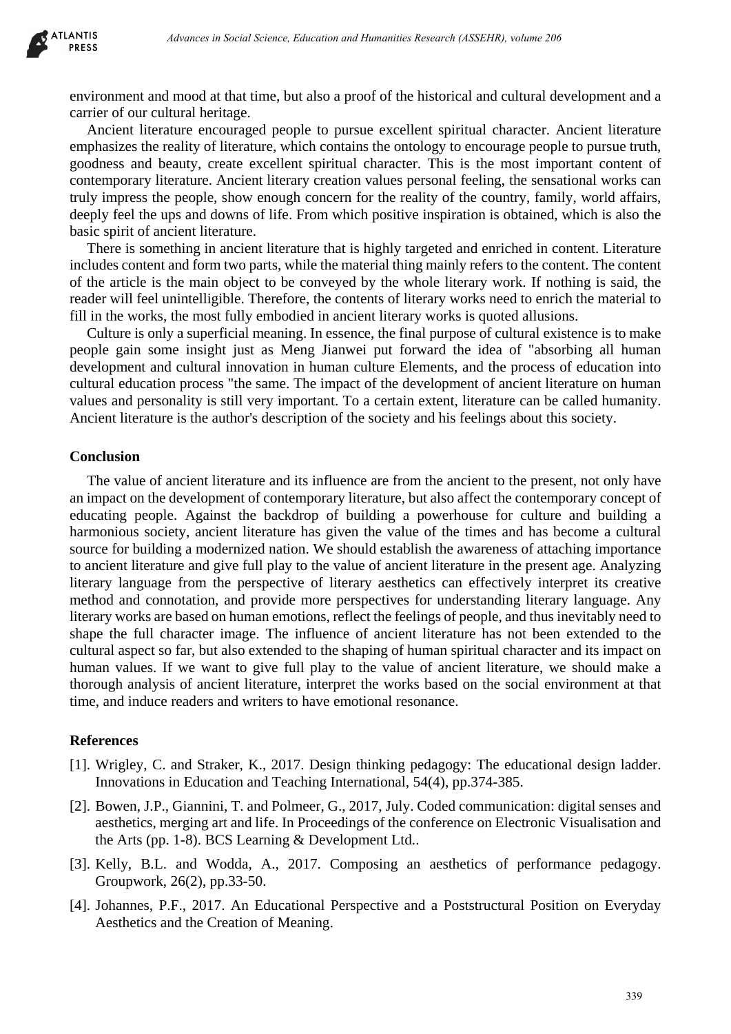environment and mood at that time, but also a proof of the historical and cultural development and a carrier of our cultural heritage.

Ancient literature encouraged people to pursue excellent spiritual character. Ancient literature emphasizes the reality of literature, which contains the ontology to encourage people to pursue truth, goodness and beauty, create excellent spiritual character. This is the most important content of contemporary literature. Ancient literary creation values personal feeling, the sensational works can truly impress the people, show enough concern for the reality of the country, family, world affairs, deeply feel the ups and downs of life. From which positive inspiration is obtained, which is also the basic spirit of ancient literature.

There is something in ancient literature that is highly targeted and enriched in content. Literature includes content and form two parts, while the material thing mainly refers to the content. The content of the article is the main object to be conveyed by the whole literary work. If nothing is said, the reader will feel unintelligible. Therefore, the contents of literary works need to enrich the material to fill in the works, the most fully embodied in ancient literary works is quoted allusions.

Culture is only a superficial meaning. In essence, the final purpose of cultural existence is to make people gain some insight just as Meng Jianwei put forward the idea of "absorbing all human development and cultural innovation in human culture Elements, and the process of education into cultural education process "the same. The impact of the development of ancient literature on human values and personality is still very important. To a certain extent, literature can be called humanity. Ancient literature is the author's description of the society and his feelings about this society.

## Conclusion

The value of ancient literature and its influence are from the ancient to the present, not only have an impact on the development of contemporary literature, but also affect the contemporary concept of educating people. Against the backdrop of building a powerhouse for culture and building a harmonious society, ancient literature has given the value of the times and has become a cultural source for building a modernized nation. We should establish the awareness of attaching importance to ancient literature and give full play to the value of ancient literature in the present age. Analyzing literary language from the perspective of literary aesthetics can effectively interpret its creative method and connotation, and provide more perspectives for understanding literary language. Any literary works are based on human emotions, reflect the feelings of people, and thus inevitably need to shape the full character image. The influence of ancient literature has not been extended to the cultural aspect so far, but also extended to the shaping of human spiritual character and its impact on human values. If we want to give full play to the value of ancient literature, we should make a thorough analysis of ancient literature, interpret the works based on the social environment at that time, and induce readers and writers to have emotional resonance.

## References

[1]. Wrigley, C. and Straker, K., 2017. Design thinking pedagogy: The educational design ladder. Innovations in Education and Teaching International, 54(4), pp.374-385.

[2]. Bowen, J.P., Giannini, T. and Polmeer, G., 2017, July. Coded communication: digital senses and aesthetics, merging art and life. In Proceedings of the conference on Electronic Visualisation and the Arts (pp. 1-8). BCS Learning & Development Ltd..

[3]. Kelly, B.L. and Wodda, A., 2017. Composing an aesthetics of performance pedagogy. Groupwork, 26(2), pp.33-50.

[4]. Johannes, P.F., 2017. An Educational Perspective and a Poststructural Position on Everyday Aesthetics and the Creation of Meaning.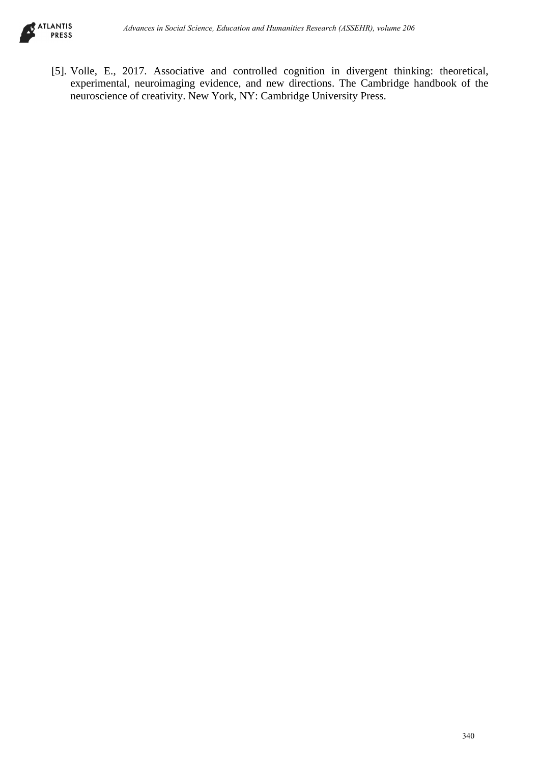[5]. Volle, E., 2017. Associative and controlled cognition in divergent thinking: theoretical, experimental, neuroimaging evidence, and new directions. The Cambridge handbook of the neuroscience of creativity. New York, NY: Cambridge University Press.